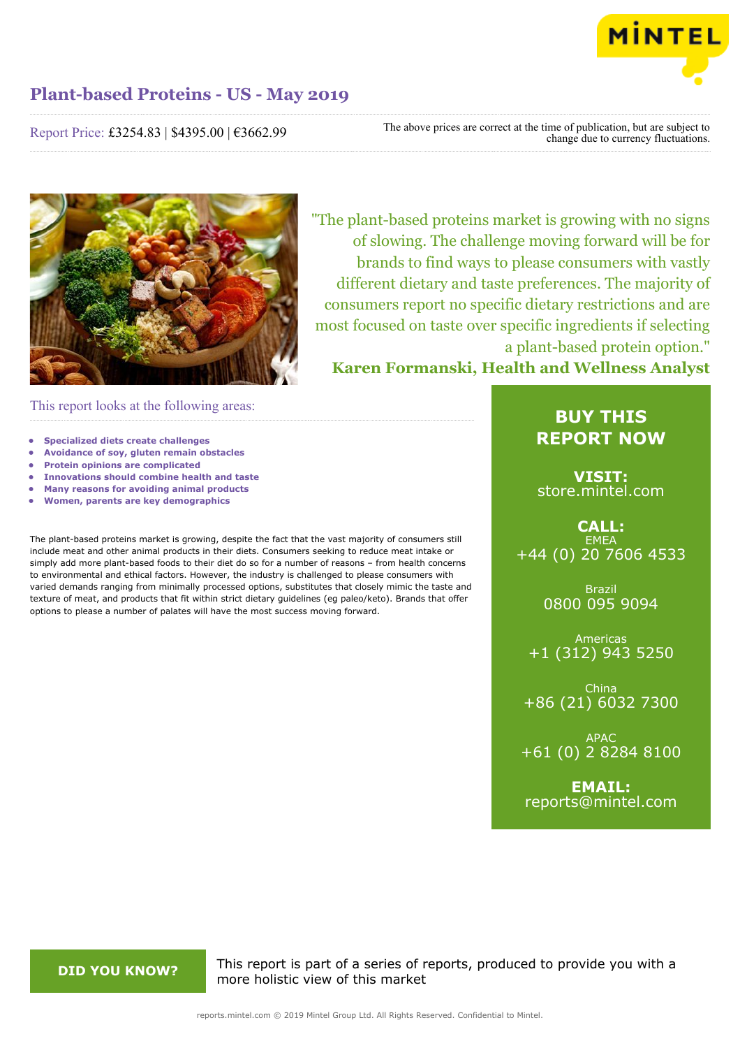# Plant-based Proteins - US - May 2019

Report Price: £3254.83 | $4395.00 | €3662.99

The above prices are correct at the time of publication, but are subject to change due to currency fluctuations.

"The plant-based proteins market is growing with no signs of slowing. The challenge moving forward will be for brands to find ways to please consumers with vastly different dietary and taste preferences. The majority of consumers report no specific dietary restrictions and are most focused on taste over specific ingredients if selecting a plant-based protein option."

**Karen Formanski, Health and Wellness Analyst**

## This report looks at the following areas:

- **Specialized diets create challenges**
- **Avoidance of soy, gluten remain obstacles**
- **Protein opinions are complicated**
- **Innovations should combine health and taste**
- **Many reasons for avoiding animal products**
- **Women, parents are key demographics**

The plant-based proteins market is growing, despite the fact that the vast majority of consumers still include meat and other animal products in their diets. Consumers seeking to reduce meat intake or simply add more plant-based foods to their diet do so for a number of reasons – from health concerns to environmental and ethical factors. However, the industry is challenged to please consumers with varied demands ranging from minimally processed options, substitutes that closely mimic the taste and texture of meat, and products that fit within strict dietary guidelines (eg paleo/keto). Brands that offer options to please a number of palates will have the most success moving forward.

**BUY THIS REPORT NOW**

**VISIT:**
store.mintel.com

**CALL:**

EMEA
+44 (0) 20 7606 4533

Brazil
0800 095 9094

Americas
+1 (312) 943 5250

China
+86 (21) 6032 7300

APAC
+61 (0) 2 8284 8100

**EMAIL:**
reports@mintel.com

**DID YOU KNOW?**

This report is part of a series of reports, produced to provide you with a more holistic view of this market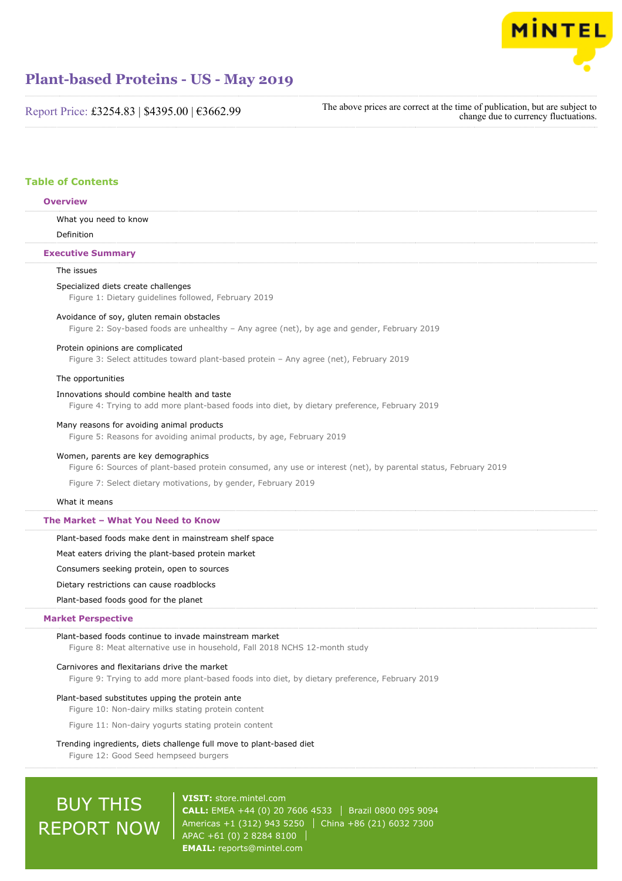# Plant-based Proteins - US - May 2019

Report Price: £3254.83 | $4395.00 | €3662.99

The above prices are correct at the time of publication, but are subject to change due to currency fluctuations.

## Table of Contents

### Overview

What you need to know

Definition

### Executive Summary

The issues

Specialized diets create challenges

Figure 1: Dietary guidelines followed, February 2019

Avoidance of soy, gluten remain obstacles

Figure 2: Soy-based foods are unhealthy – Any agree (net), by age and gender, February 2019

Protein opinions are complicated

Figure 3: Select attitudes toward plant-based protein – Any agree (net), February 2019

The opportunities

Innovations should combine health and taste

Figure 4: Trying to add more plant-based foods into diet, by dietary preference, February 2019

Many reasons for avoiding animal products

Figure 5: Reasons for avoiding animal products, by age, February 2019

Women, parents are key demographics

Figure 6: Sources of plant-based protein consumed, any use or interest (net), by parental status, February 2019

Figure 7: Select dietary motivations, by gender, February 2019

What it means

### The Market – What You Need to Know

Plant-based foods make dent in mainstream shelf space

Meat eaters driving the plant-based protein market

Consumers seeking protein, open to sources

Dietary restrictions can cause roadblocks

Plant-based foods good for the planet

### Market Perspective

Plant-based foods continue to invade mainstream market

Figure 8: Meat alternative use in household, Fall 2018 NCHS 12-month study

Carnivores and flexitarians drive the market

Figure 9: Trying to add more plant-based foods into diet, by dietary preference, February 2019

Plant-based substitutes upping the protein ante

Figure 10: Non-dairy milks stating protein content

Figure 11: Non-dairy yogurts stating protein content

Trending ingredients, diets challenge full move to plant-based diet

Figure 12: Good Seed hempseed burgers

BUY THIS REPORT NOW

**VISIT:** store.mintel.com

**CALL:** EMEA +44 (0) 20 7606 4533 | Brazil 0800 095 9094

Americas +1 (312) 943 5250 | China +86 (21) 6032 7300

APAC +61 (0) 2 8284 8100

**EMAIL:** reports@mintel.com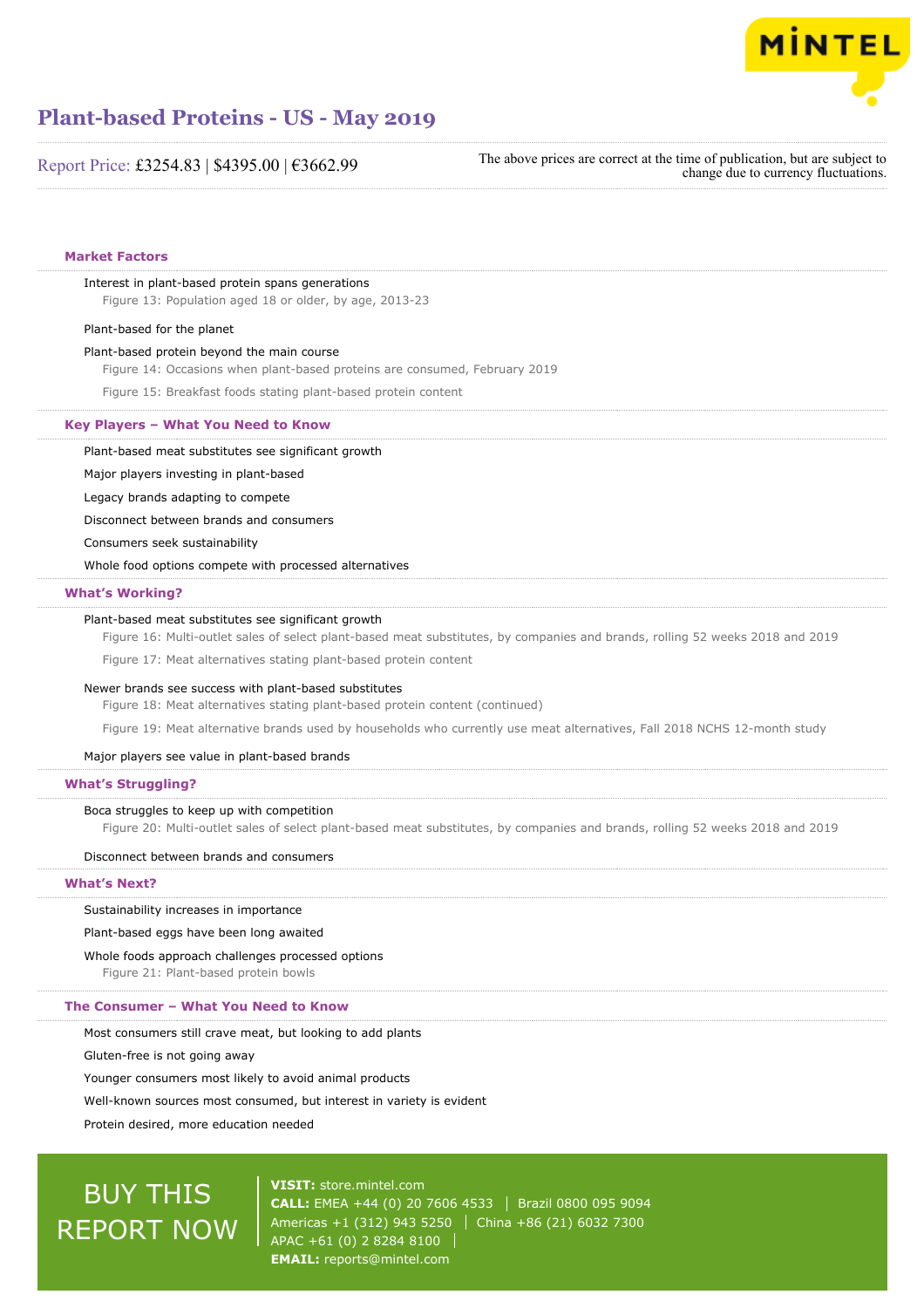## Market Factors

Interest in plant-based protein spans generations

Figure 13: Population aged 18 or older, by age, 2013-23

Plant-based for the planet

Plant-based protein beyond the main course

Figure 14: Occasions when plant-based proteins are consumed, February 2019

Figure 15: Breakfast foods stating plant-based protein content

## Key Players – What You Need to Know

Plant-based meat substitutes see significant growth

Major players investing in plant-based

Legacy brands adapting to compete

Disconnect between brands and consumers

Consumers seek sustainability

Whole food options compete with processed alternatives

## What's Working?

Plant-based meat substitutes see significant growth

Figure 16: Multi-outlet sales of select plant-based meat substitutes, by companies and brands, rolling 52 weeks 2018 and 2019

Figure 17: Meat alternatives stating plant-based protein content

Newer brands see success with plant-based substitutes

Figure 18: Meat alternatives stating plant-based protein content (continued)

Figure 19: Meat alternative brands used by households who currently use meat alternatives, Fall 2018 NCHS 12-month study

Major players see value in plant-based brands

## What's Struggling?

Boca struggles to keep up with competition

Figure 20: Multi-outlet sales of select plant-based meat substitutes, by companies and brands, rolling 52 weeks 2018 and 2019

Disconnect between brands and consumers

## What's Next?

Sustainability increases in importance

Plant-based eggs have been long awaited

Whole foods approach challenges processed options

Figure 21: Plant-based protein bowls

## The Consumer – What You Need to Know

Most consumers still crave meat, but looking to add plants

Gluten-free is not going away

Younger consumers most likely to avoid animal products

Well-known sources most consumed, but interest in variety is evident

Protein desired, more education needed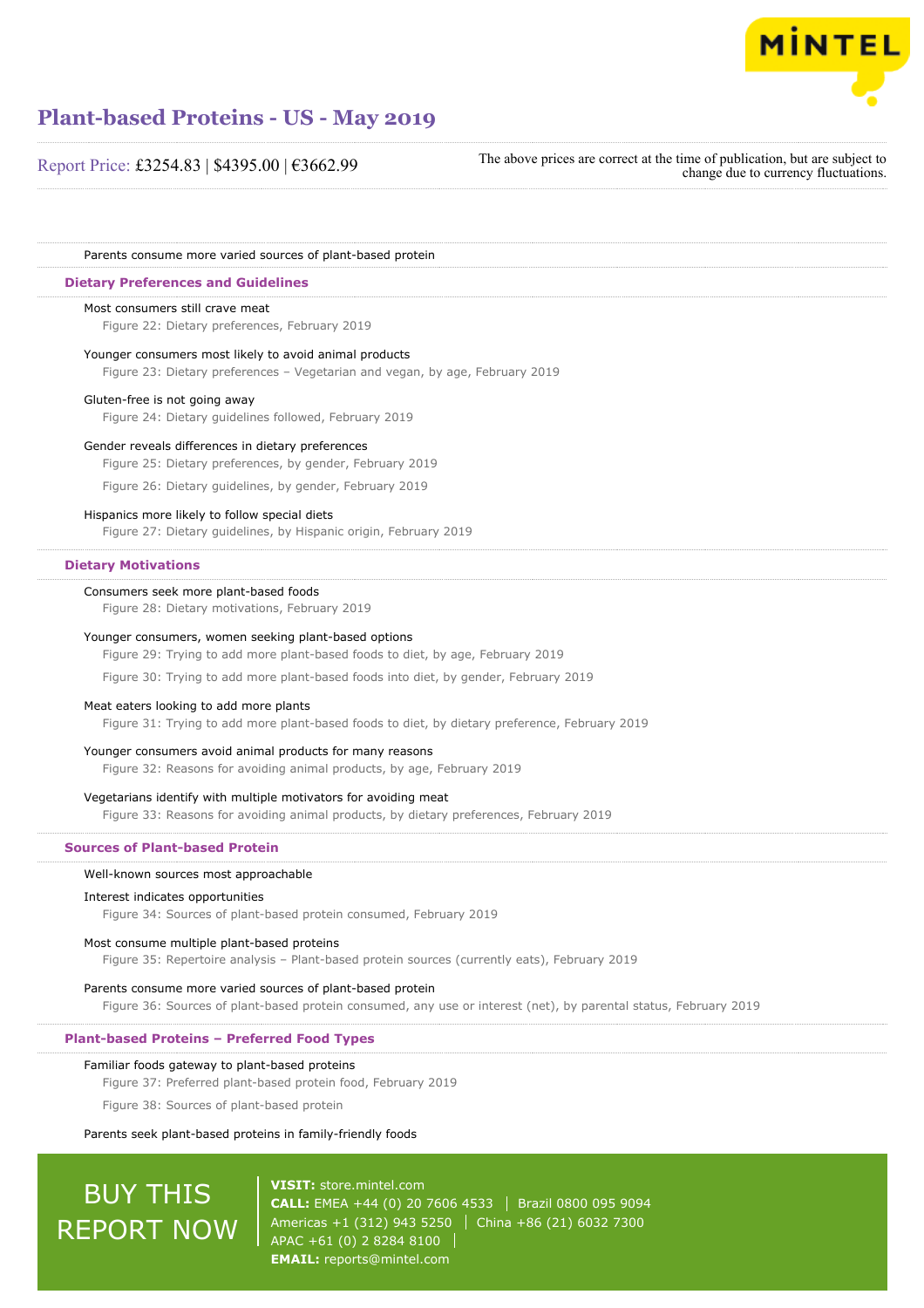Parents consume more varied sources of plant-based protein

### Dietary Preferences and Guidelines

Most consumers still crave meat

Figure 22: Dietary preferences, February 2019

Younger consumers most likely to avoid animal products

Figure 23: Dietary preferences – Vegetarian and vegan, by age, February 2019

Gluten-free is not going away

Figure 24: Dietary guidelines followed, February 2019

Gender reveals differences in dietary preferences

Figure 25: Dietary preferences, by gender, February 2019

Figure 26: Dietary guidelines, by gender, February 2019

Hispanics more likely to follow special diets

Figure 27: Dietary guidelines, by Hispanic origin, February 2019

### Dietary Motivations

Consumers seek more plant-based foods

Figure 28: Dietary motivations, February 2019

Younger consumers, women seeking plant-based options

Figure 29: Trying to add more plant-based foods to diet, by age, February 2019

Figure 30: Trying to add more plant-based foods into diet, by gender, February 2019

Meat eaters looking to add more plants

Figure 31: Trying to add more plant-based foods to diet, by dietary preference, February 2019

Younger consumers avoid animal products for many reasons

Figure 32: Reasons for avoiding animal products, by age, February 2019

Vegetarians identify with multiple motivators for avoiding meat

Figure 33: Reasons for avoiding animal products, by dietary preferences, February 2019

### Sources of Plant-based Protein

Well-known sources most approachable

Interest indicates opportunities

Figure 34: Sources of plant-based protein consumed, February 2019

Most consume multiple plant-based proteins

Figure 35: Repertoire analysis – Plant-based protein sources (currently eats), February 2019

Parents consume more varied sources of plant-based protein

Figure 36: Sources of plant-based protein consumed, any use or interest (net), by parental status, February 2019

### Plant-based Proteins – Preferred Food Types

Familiar foods gateway to plant-based proteins

Figure 37: Preferred plant-based protein food, February 2019

Figure 38: Sources of plant-based protein

Parents seek plant-based proteins in family-friendly foods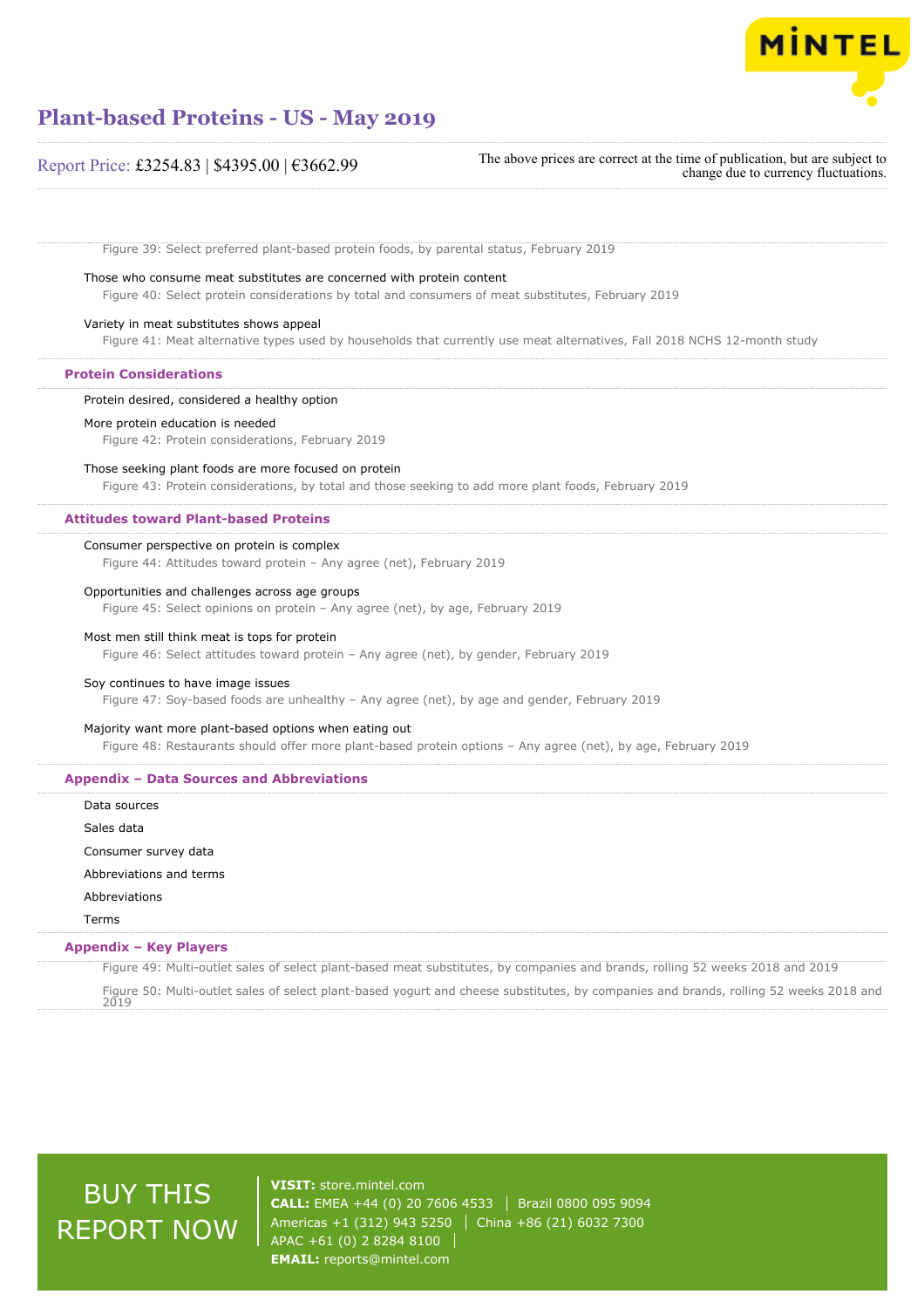Figure 39: Select preferred plant-based protein foods, by parental status, February 2019

Those who consume meat substitutes are concerned with protein content

Figure 40: Select protein considerations by total and consumers of meat substitutes, February 2019

Variety in meat substitutes shows appeal

Figure 41: Meat alternative types used by households that currently use meat alternatives, Fall 2018 NCHS 12-month study

## Protein Considerations

Protein desired, considered a healthy option

More protein education is needed

Figure 42: Protein considerations, February 2019

Those seeking plant foods are more focused on protein

Figure 43: Protein considerations, by total and those seeking to add more plant foods, February 2019

## Attitudes toward Plant-based Proteins

Consumer perspective on protein is complex

Figure 44: Attitudes toward protein – Any agree (net), February 2019

Opportunities and challenges across age groups

Figure 45: Select opinions on protein – Any agree (net), by age, February 2019

Most men still think meat is tops for protein

Figure 46: Select attitudes toward protein – Any agree (net), by gender, February 2019

Soy continues to have image issues

Figure 47: Soy-based foods are unhealthy – Any agree (net), by age and gender, February 2019

Majority want more plant-based options when eating out

Figure 48: Restaurants should offer more plant-based protein options – Any agree (net), by age, February 2019

## Appendix – Data Sources and Abbreviations

Data sources

Sales data

Consumer survey data

Abbreviations and terms

Abbreviations

Terms

## Appendix – Key Players

Figure 49: Multi-outlet sales of select plant-based meat substitutes, by companies and brands, rolling 52 weeks 2018 and 2019

Figure 50: Multi-outlet sales of select plant-based yogurt and cheese substitutes, by companies and brands, rolling 52 weeks 2018 and 2019